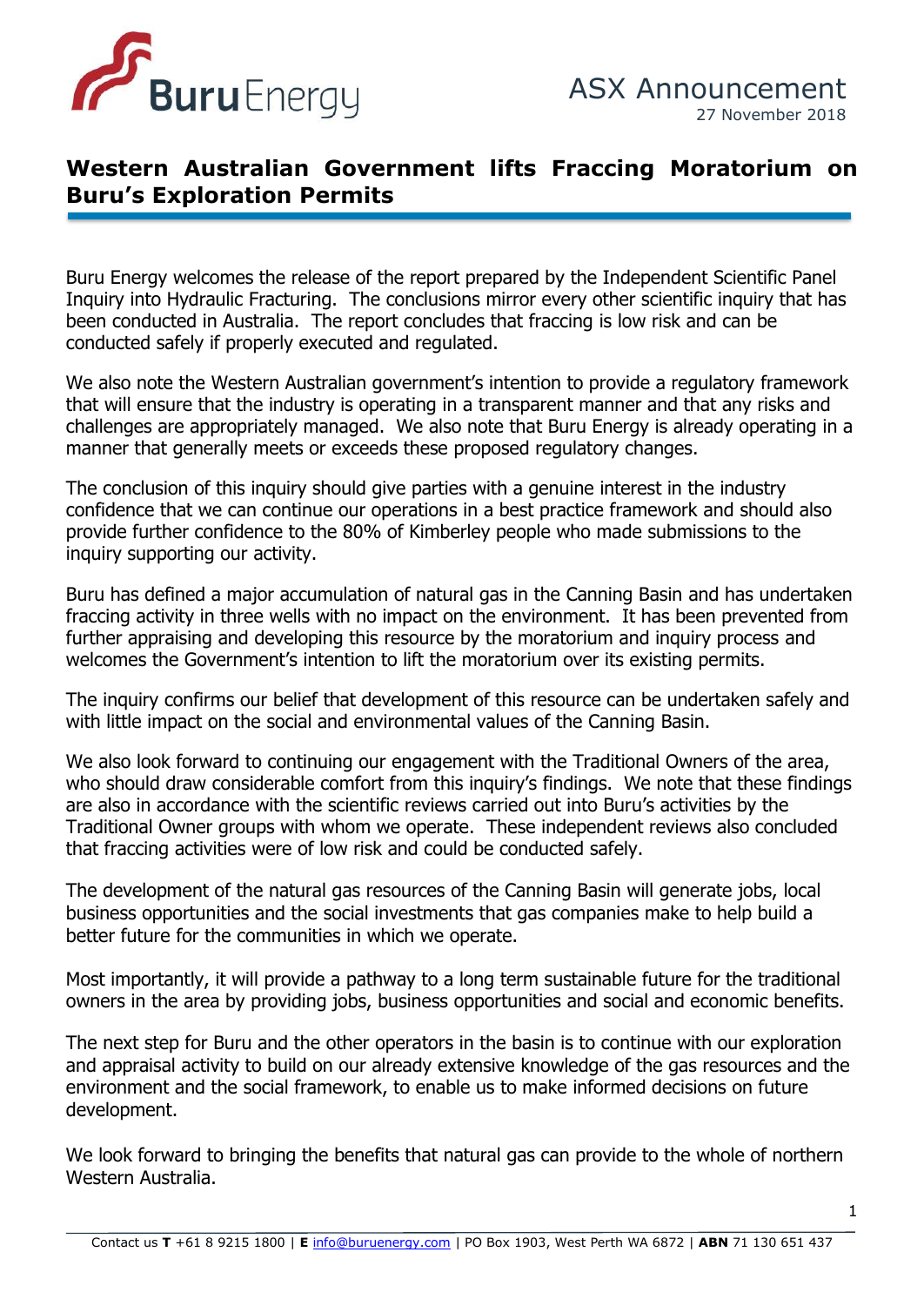ASX Announcement

27 November 2018

# Western Australian Government lifts Fraccing Moratorium on Buru's Exploration Permits

Buru Energy welcomes the release of the report prepared by the Independent Scientific Panel Inquiry into Hydraulic Fracturing. The conclusions mirror every other scientific inquiry that has been conducted in Australia. The report concludes that fraccing is low risk and can be conducted safely if properly executed and regulated.

We also note the Western Australian government's intention to provide a regulatory framework that will ensure that the industry is operating in a transparent manner and that any risks and challenges are appropriately managed. We also note that Buru Energy is already operating in a manner that generally meets or exceeds these proposed regulatory changes.

The conclusion of this inquiry should give parties with a genuine interest in the industry confidence that we can continue our operations in a best practice framework and should also provide further confidence to the 80% of Kimberley people who made submissions to the inquiry supporting our activity.

Buru has defined a major accumulation of natural gas in the Canning Basin and has undertaken fraccing activity in three wells with no impact on the environment. It has been prevented from further appraising and developing this resource by the moratorium and inquiry process and welcomes the Government's intention to lift the moratorium over its existing permits.

The inquiry confirms our belief that development of this resource can be undertaken safely and with little impact on the social and environmental values of the Canning Basin.

We also look forward to continuing our engagement with the Traditional Owners of the area, who should draw considerable comfort from this inquiry's findings. We note that these findings are also in accordance with the scientific reviews carried out into Buru's activities by the Traditional Owner groups with whom we operate. These independent reviews also concluded that fraccing activities were of low risk and could be conducted safely.

The development of the natural gas resources of the Canning Basin will generate jobs, local business opportunities and the social investments that gas companies make to help build a better future for the communities in which we operate.

Most importantly, it will provide a pathway to a long term sustainable future for the traditional owners in the area by providing jobs, business opportunities and social and economic benefits.

The next step for Buru and the other operators in the basin is to continue with our exploration and appraisal activity to build on our already extensive knowledge of the gas resources and the environment and the social framework, to enable us to make informed decisions on future development.

We look forward to bringing the benefits that natural gas can provide to the whole of northern Western Australia.

Contact us **T** +61 8 9215 1800 | **E** info@buruenergy.com | PO Box 1903, West Perth WA 6872 | **ABN** 71 130 651 437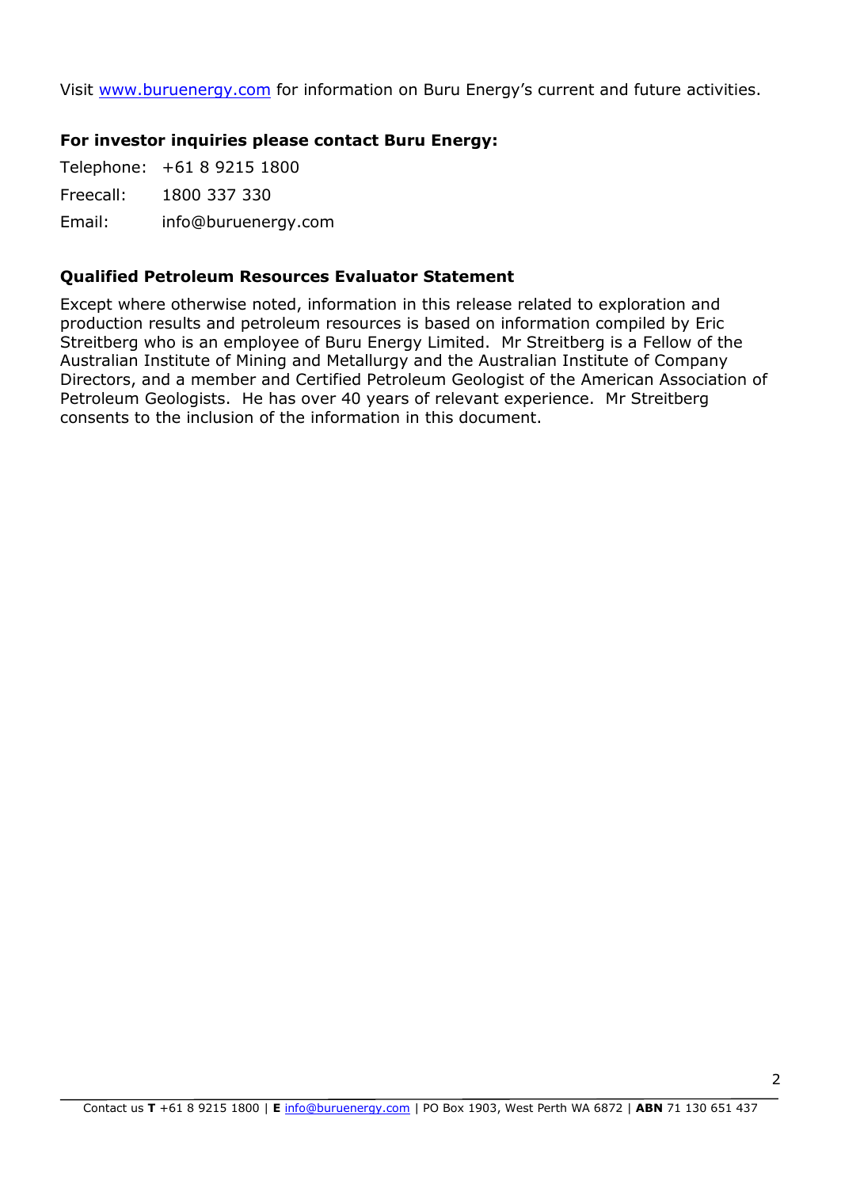Visit [www.buruenergy.com](http://www.buruenergy.com) for information on Buru Energy's current and future activities.

**For investor inquiries please contact Buru Energy:**

Telephone: +61 8 9215 1800
Freecall: 1800 337 330
Email: info@buruenergy.com

**Qualified Petroleum Resources Evaluator Statement**

Except where otherwise noted, information in this release related to exploration and production results and petroleum resources is based on information compiled by Eric Streitberg who is an employee of Buru Energy Limited. Mr Streitberg is a Fellow of the Australian Institute of Mining and Metallurgy and the Australian Institute of Company Directors, and a member and Certified Petroleum Geologist of the American Association of Petroleum Geologists. He has over 40 years of relevant experience. Mr Streitberg consents to the inclusion of the information in this document.